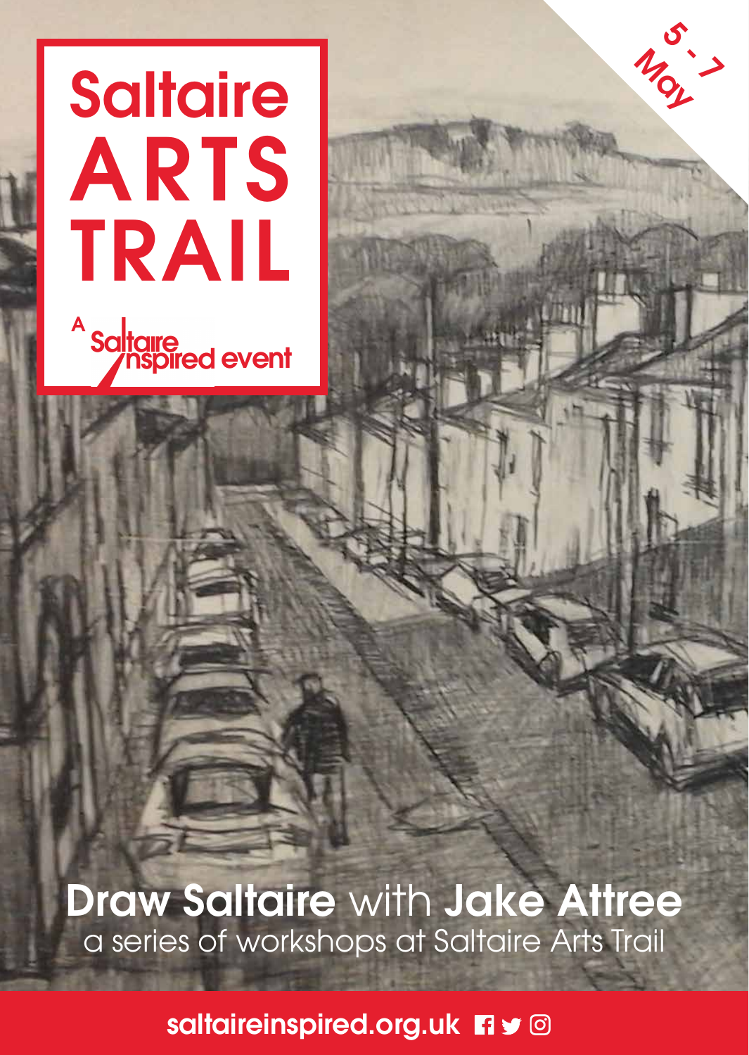# Saltaire ARTS TRAIL

A Saltaire Inspired event

5 - 7 May

## **Draw Saltaire** with **Jake Attree**

a series of workshops at Saltaire Arts Trail

saltaireinspired.org.uk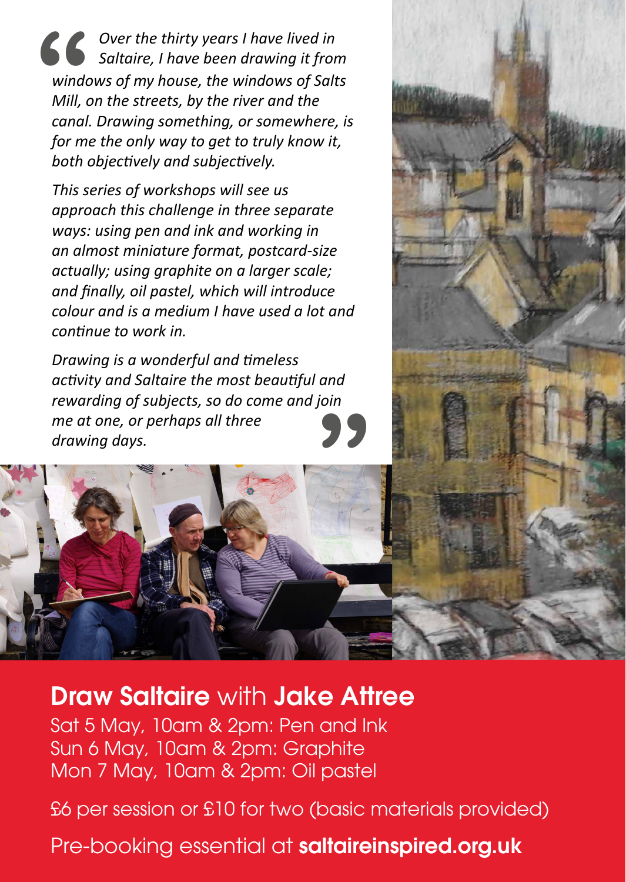*Over the thirty years I have lived in Saltaire, I have been drawing it from windows of my house, the windows of Salts Mill, on the streets, by the river and the canal. Drawing something, or somewhere, is for me the only way to get to truly know it, both objectively and subjectively.*

*This series of workshops will see us approach this challenge in three separate ways: using pen and ink and working in an almost miniature format, postcard-size actually; using graphite on a larger scale; and finally, oil pastel, which will introduce colour and is a medium I have used a lot and continue to work in.*

*Drawing is a wonderful and timeless activity and Saltaire the most beautiful and rewarding of subjects, so do come and join me at one, or perhaps all three drawing days.*

## **Draw Saltaire** with **Jake Attree**

Sat 5 May, 10am & 2pm: Pen and Ink
Sun 6 May, 10am & 2pm: Graphite
Mon 7 May, 10am & 2pm: Oil pastel

£6 per session or £10 for two (basic materials provided)

Pre-booking essential at **saltaireinspired.org.uk**